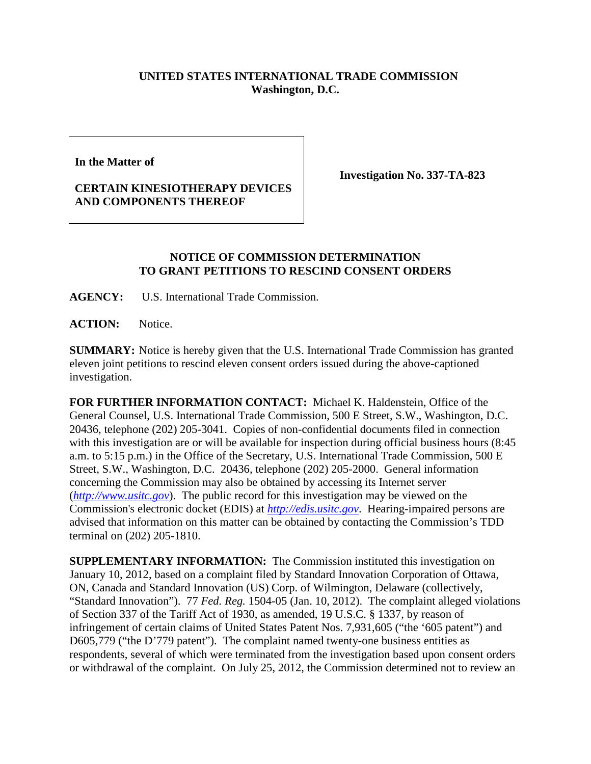**UNITED STATES INTERNATIONAL TRADE COMMISSION**
**Washington, D.C.**

| | |
|---|---|
| **In the Matter of**<br><br>**CERTAIN KINESIOTHERAPY DEVICES AND COMPONENTS THEREOF** | **Investigation No. 337-TA-823** |

**NOTICE OF COMMISSION DETERMINATION TO GRANT PETITIONS TO RESCIND CONSENT ORDERS**

**AGENCY:** U.S. International Trade Commission.

**ACTION:** Notice.

**SUMMARY:** Notice is hereby given that the U.S. International Trade Commission has granted eleven joint petitions to rescind eleven consent orders issued during the above-captioned investigation.

**FOR FURTHER INFORMATION CONTACT:** Michael K. Haldenstein, Office of the General Counsel, U.S. International Trade Commission, 500 E Street, S.W., Washington, D.C. 20436, telephone (202) 205-3041. Copies of non-confidential documents filed in connection with this investigation are or will be available for inspection during official business hours (8:45 a.m. to 5:15 p.m.) in the Office of the Secretary, U.S. International Trade Commission, 500 E Street, S.W., Washington, D.C. 20436, telephone (202) 205-2000. General information concerning the Commission may also be obtained by accessing its Internet server (*http://www.usitc.gov*). The public record for this investigation may be viewed on the Commission's electronic docket (EDIS) at *http://edis.usitc.gov*. Hearing-impaired persons are advised that information on this matter can be obtained by contacting the Commission's TDD terminal on (202) 205-1810.

**SUPPLEMENTARY INFORMATION:** The Commission instituted this investigation on January 10, 2012, based on a complaint filed by Standard Innovation Corporation of Ottawa, ON, Canada and Standard Innovation (US) Corp. of Wilmington, Delaware (collectively, "Standard Innovation"). 77 *Fed. Reg.* 1504-05 (Jan. 10, 2012). The complaint alleged violations of Section 337 of the Tariff Act of 1930, as amended, 19 U.S.C. § 1337, by reason of infringement of certain claims of United States Patent Nos. 7,931,605 ("the '605 patent") and D605,779 ("the D'779 patent"). The complaint named twenty-one business entities as respondents, several of which were terminated from the investigation based upon consent orders or withdrawal of the complaint. On July 25, 2012, the Commission determined not to review an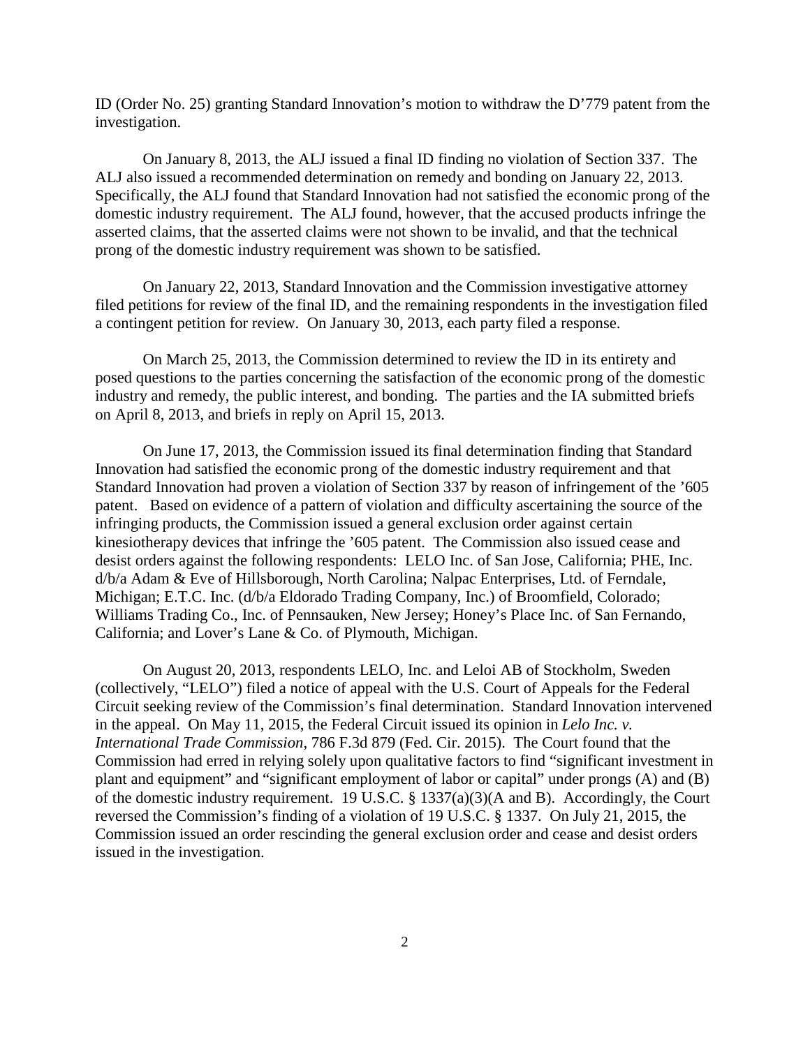ID (Order No. 25) granting Standard Innovation's motion to withdraw the D'779 patent from the investigation.

On January 8, 2013, the ALJ issued a final ID finding no violation of Section 337. The ALJ also issued a recommended determination on remedy and bonding on January 22, 2013. Specifically, the ALJ found that Standard Innovation had not satisfied the economic prong of the domestic industry requirement. The ALJ found, however, that the accused products infringe the asserted claims, that the asserted claims were not shown to be invalid, and that the technical prong of the domestic industry requirement was shown to be satisfied.

On January 22, 2013, Standard Innovation and the Commission investigative attorney filed petitions for review of the final ID, and the remaining respondents in the investigation filed a contingent petition for review. On January 30, 2013, each party filed a response.

On March 25, 2013, the Commission determined to review the ID in its entirety and posed questions to the parties concerning the satisfaction of the economic prong of the domestic industry and remedy, the public interest, and bonding. The parties and the IA submitted briefs on April 8, 2013, and briefs in reply on April 15, 2013.

On June 17, 2013, the Commission issued its final determination finding that Standard Innovation had satisfied the economic prong of the domestic industry requirement and that Standard Innovation had proven a violation of Section 337 by reason of infringement of the '605 patent. Based on evidence of a pattern of violation and difficulty ascertaining the source of the infringing products, the Commission issued a general exclusion order against certain kinesiotherapy devices that infringe the '605 patent. The Commission also issued cease and desist orders against the following respondents: LELO Inc. of San Jose, California; PHE, Inc. d/b/a Adam & Eve of Hillsborough, North Carolina; Nalpac Enterprises, Ltd. of Ferndale, Michigan; E.T.C. Inc. (d/b/a Eldorado Trading Company, Inc.) of Broomfield, Colorado; Williams Trading Co., Inc. of Pennsauken, New Jersey; Honey's Place Inc. of San Fernando, California; and Lover's Lane & Co. of Plymouth, Michigan.

On August 20, 2013, respondents LELO, Inc. and Leloi AB of Stockholm, Sweden (collectively, "LELO") filed a notice of appeal with the U.S. Court of Appeals for the Federal Circuit seeking review of the Commission's final determination. Standard Innovation intervened in the appeal. On May 11, 2015, the Federal Circuit issued its opinion in *Lelo Inc. v. International Trade Commission*, 786 F.3d 879 (Fed. Cir. 2015). The Court found that the Commission had erred in relying solely upon qualitative factors to find "significant investment in plant and equipment" and "significant employment of labor or capital" under prongs (A) and (B) of the domestic industry requirement. 19 U.S.C. § 1337(a)(3)(A and B). Accordingly, the Court reversed the Commission's finding of a violation of 19 U.S.C. § 1337. On July 21, 2015, the Commission issued an order rescinding the general exclusion order and cease and desist orders issued in the investigation.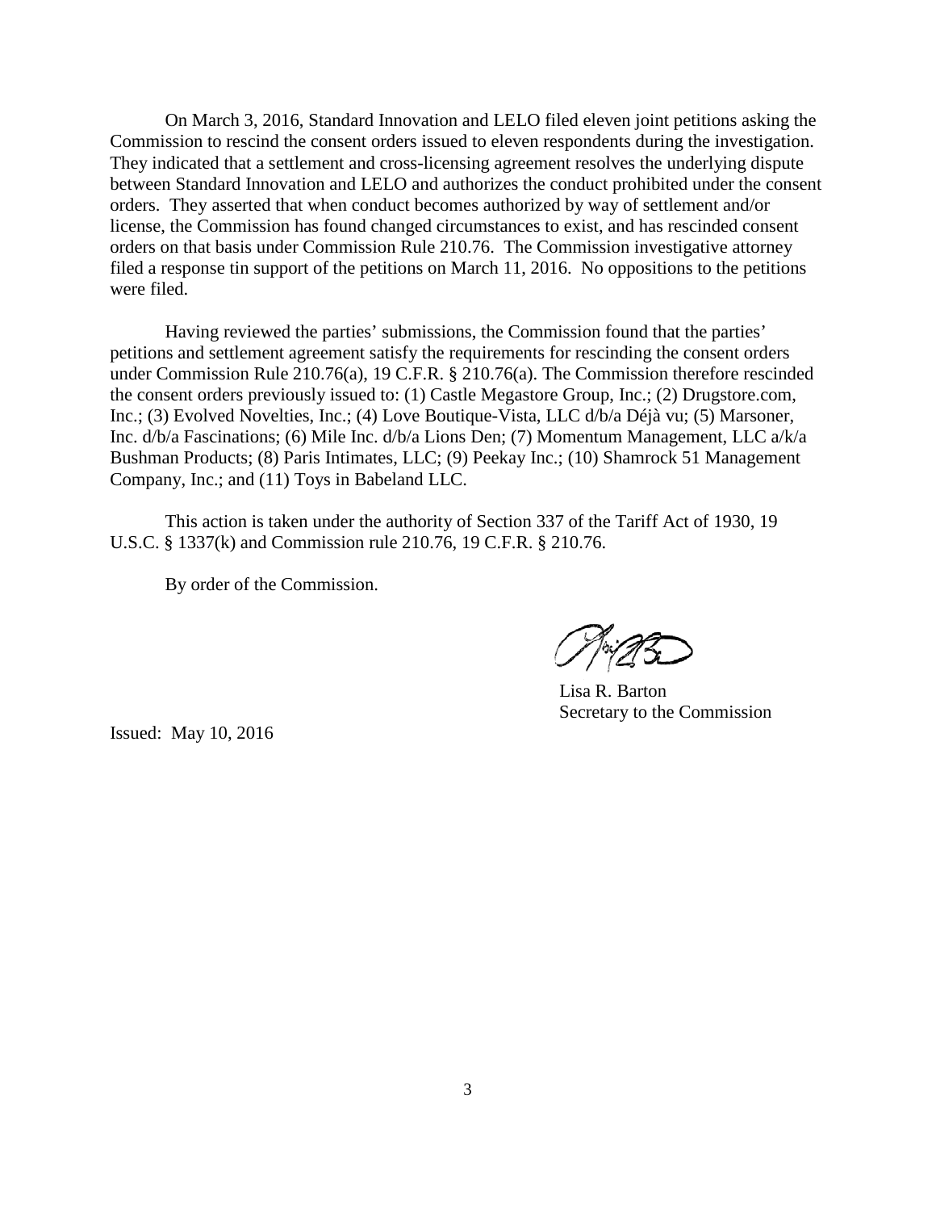On March 3, 2016, Standard Innovation and LELO filed eleven joint petitions asking the Commission to rescind the consent orders issued to eleven respondents during the investigation. They indicated that a settlement and cross-licensing agreement resolves the underlying dispute between Standard Innovation and LELO and authorizes the conduct prohibited under the consent orders. They asserted that when conduct becomes authorized by way of settlement and/or license, the Commission has found changed circumstances to exist, and has rescinded consent orders on that basis under Commission Rule 210.76. The Commission investigative attorney filed a response tin support of the petitions on March 11, 2016. No oppositions to the petitions were filed.

Having reviewed the parties' submissions, the Commission found that the parties' petitions and settlement agreement satisfy the requirements for rescinding the consent orders under Commission Rule 210.76(a), 19 C.F.R. § 210.76(a). The Commission therefore rescinded the consent orders previously issued to: (1) Castle Megastore Group, Inc.; (2) Drugstore.com, Inc.; (3) Evolved Novelties, Inc.; (4) Love Boutique-Vista, LLC d/b/a Déjà vu; (5) Marsoner, Inc. d/b/a Fascinations; (6) Mile Inc. d/b/a Lions Den; (7) Momentum Management, LLC a/k/a Bushman Products; (8) Paris Intimates, LLC; (9) Peekay Inc.; (10) Shamrock 51 Management Company, Inc.; and (11) Toys in Babeland LLC.

This action is taken under the authority of Section 337 of the Tariff Act of 1930, 19 U.S.C. § 1337(k) and Commission rule 210.76, 19 C.F.R. § 210.76.

By order of the Commission.

Lisa R. Barton
Secretary to the Commission

Issued: May 10, 2016